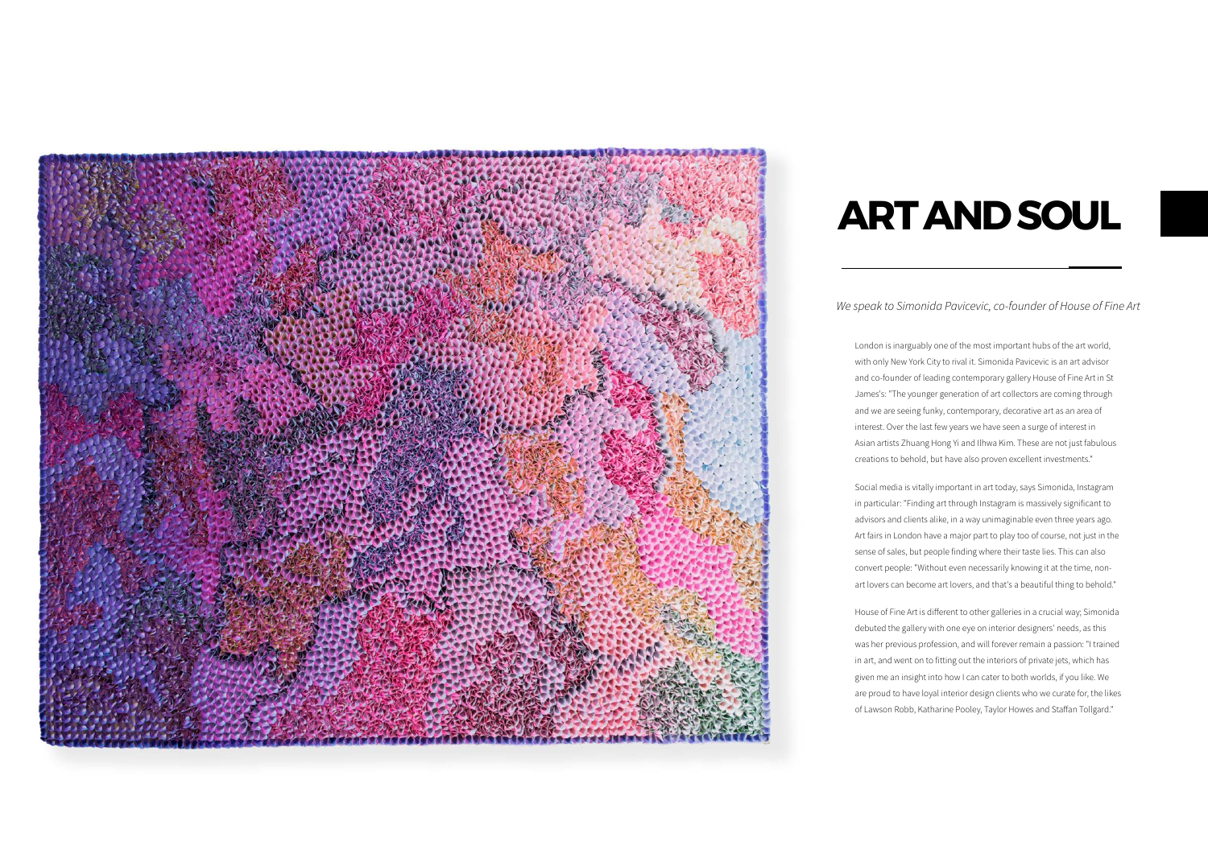# ART AND SOUL

*We speak to Simonida Pavicevic, co-founder of House of Fine Art*

London is inarguably one of the most important hubs of the art world, with only New York City to rival it. Simonida Pavicevic is an art advisor and co-founder of leading contemporary gallery House of Fine Art in St James's: "The younger generation of art collectors are coming through and we are seeing funky, contemporary, decorative art as an area of interest. Over the last few years we have seen a surge of interest in Asian artists Zhuang Hong Yi and Ilhwa Kim. These are not just fabulous creations to behold, but have also proven excellent investments."

Social media is vitally important in art today, says Simonida, Instagram in particular: "Finding art through Instagram is massively significant to advisors and clients alike, in a way unimaginable even three years ago. Art fairs in London have a major part to play too of course, not just in the sense of sales, but people finding where their taste lies. This can also convert people: "Without even necessarily knowing it at the time, non-art lovers can become art lovers, and that's a beautiful thing to behold."

House of Fine Art is different to other galleries in a crucial way; Simonida debuted the gallery with one eye on interior designers' needs, as this was her previous profession, and will forever remain a passion: "I trained in art, and went on to fitting out the interiors of private jets, which has given me an insight into how I can cater to both worlds, if you like. We are proud to have loyal interior design clients who we curate for, the likes of Lawson Robb, Katharine Pooley, Taylor Howes and Staffan Tollgard."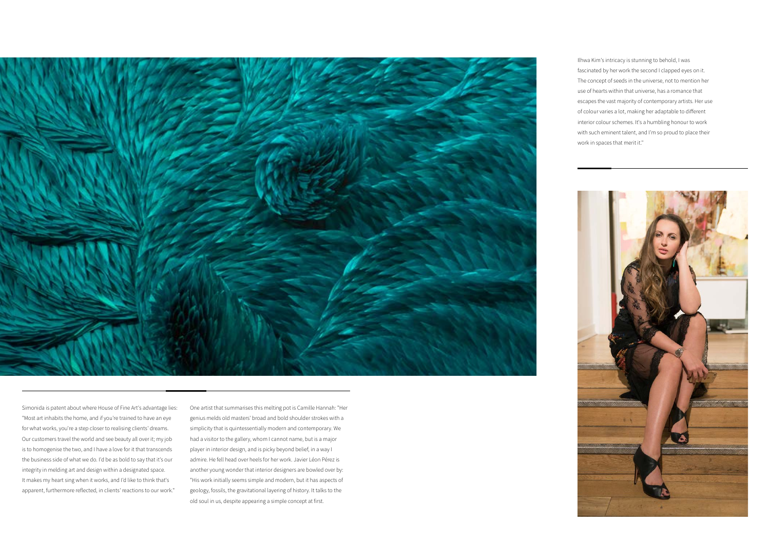Ilhwa Kim's intricacy is stunning to behold, I was fascinated by her work the second I clapped eyes on it. The concept of seeds in the universe, not to mention her use of hearts within that universe, has a romance that escapes the vast majority of contemporary artists. Her use of colour varies a lot, making her adaptable to different interior colour schemes. It's a humbling honour to work with such eminent talent, and I'm so proud to place their work in spaces that merit it."

Simonida is patent about where House of Fine Art's advantage lies: "Most art inhabits the home, and if you're trained to have an eye for what works, you're a step closer to realising clients' dreams. Our customers travel the world and see beauty all over it; my job is to homogenise the two, and I have a love for it that transcends the business side of what we do. I'd be as bold to say that it's our integrity in melding art and design within a designated space. It makes my heart sing when it works, and I'd like to think that's apparent, furthermore reflected, in clients' reactions to our work."

One artist that summarises this melting pot is Camille Hannah: "Her genius melds old masters' broad and bold shoulder strokes with a simplicity that is quintessentially modern and contemporary. We had a visitor to the gallery, whom I cannot name, but is a major player in interior design, and is picky beyond belief, in a way I admire. He fell head over heels for her work. Javier Léon Pérez is another young wonder that interior designers are bowled over by: "His work initially seems simple and modern, but it has aspects of geology, fossils, the gravitational layering of history. It talks to the old soul in us, despite appearing a simple concept at first.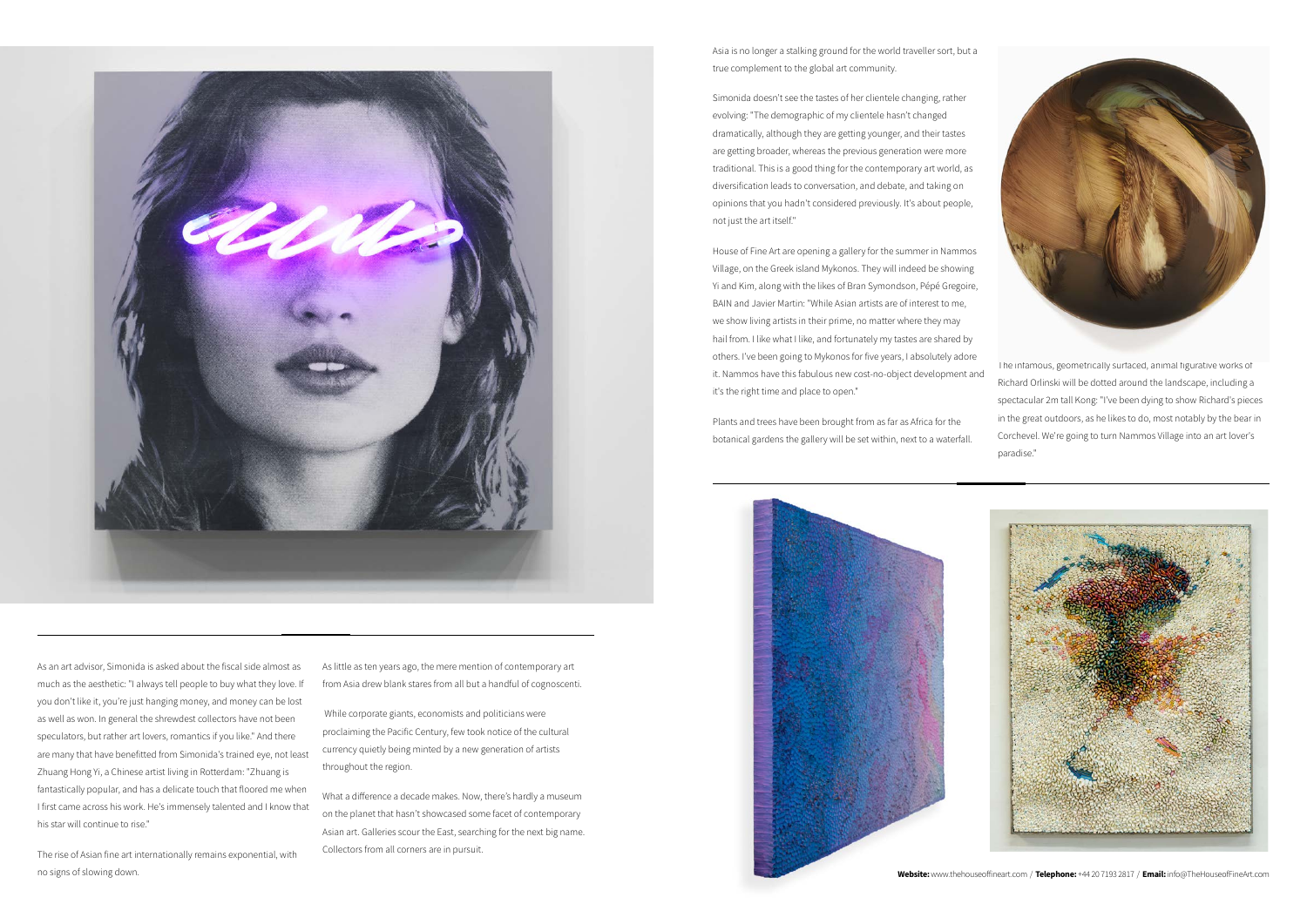As an art advisor, Simonida is asked about the fiscal side almost as much as the aesthetic: "I always tell people to buy what they love. If you don't like it, you're just hanging money, and money can be lost as well as won. In general the shrewdest collectors have not been speculators, but rather art lovers, romantics if you like." And there are many that have benefitted from Simonida's trained eye, not least Zhuang Hong Yi, a Chinese artist living in Rotterdam: "Zhuang is fantastically popular, and has a delicate touch that floored me when I first came across his work. He's immensely talented and I know that his star will continue to rise."

The rise of Asian fine art internationally remains exponential, with no signs of slowing down.

As little as ten years ago, the mere mention of contemporary art from Asia drew blank stares from all but a handful of cognoscenti.

While corporate giants, economists and politicians were proclaiming the Pacific Century, few took notice of the cultural currency quietly being minted by a new generation of artists throughout the region.

What a difference a decade makes. Now, there's hardly a museum on the planet that hasn't showcased some facet of contemporary Asian art. Galleries scour the East, searching for the next big name. Collectors from all corners are in pursuit.

Asia is no longer a stalking ground for the world traveller sort, but a true complement to the global art community.

Simonida doesn't see the tastes of her clientele changing, rather evolving: "The demographic of my clientele hasn't changed dramatically, although they are getting younger, and their tastes are getting broader, whereas the previous generation were more traditional. This is a good thing for the contemporary art world, as diversification leads to conversation, and debate, and taking on opinions that you hadn't considered previously. It's about people, not just the art itself."

House of Fine Art are opening a gallery for the summer in Nammos Village, on the Greek island Mykonos. They will indeed be showing Yi and Kim, along with the likes of Bran Symondson, Pépé Gregoire, BAIN and Javier Martin: "While Asian artists are of interest to me, we show living artists in their prime, no matter where they may hail from. I like what I like, and fortunately my tastes are shared by others. I've been going to Mykonos for five years, I absolutely adore it. Nammos have this fabulous new cost-no-object development and it's the right time and place to open."

Plants and trees have been brought from as far as Africa for the botanical gardens the gallery will be set within, next to a waterfall.

The infamous, geometrically surfaced, animal figurative works of Richard Orlinski will be dotted around the landscape, including a spectacular 2m tall Kong: "I've been dying to show Richard's pieces in the great outdoors, as he likes to do, most notably by the bear in Corchevel. We're going to turn Nammos Village into an art lover's paradise."

**Website:** www.thehouseoffineart.com / **Telephone:** +44 20 7193 2817 / **Email:** info@TheHouseofFineArt.com